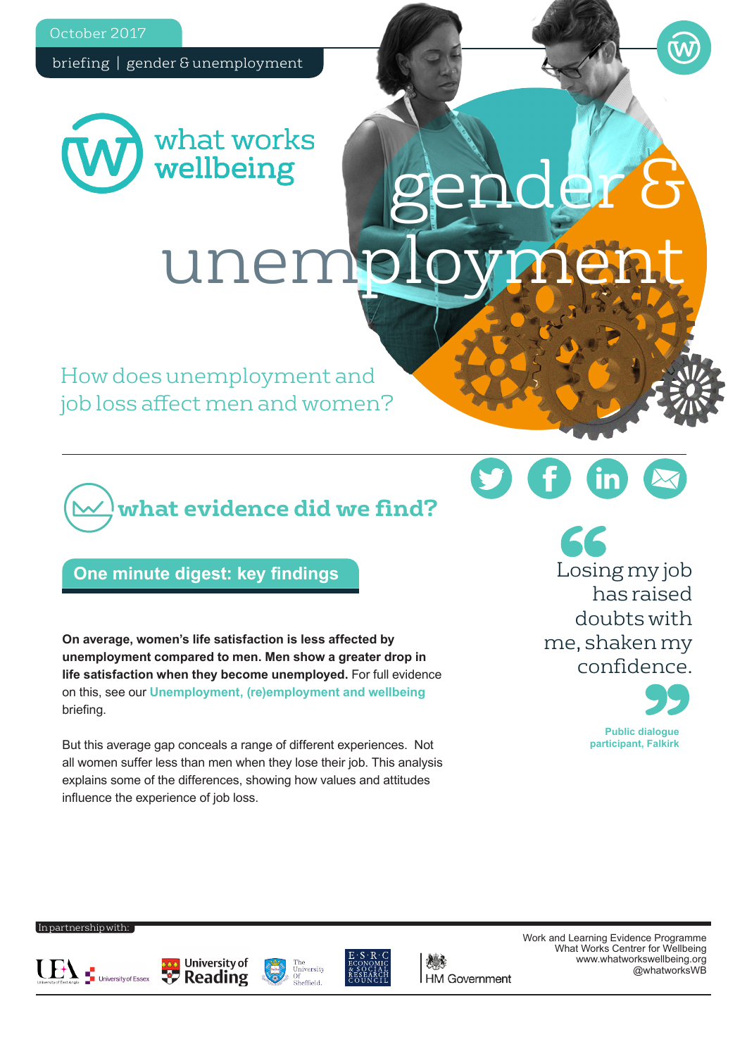October 2017

briefing | gender & unemployment

what works wellbeing

# gender & unemployment

## How does unemployment and job loss affect men and women?

## what evidence did we find?

### One minute digest: key findings

**On average, women's life satisfaction is less affected by unemployment compared to men. Men show a greater drop in life satisfaction when they become unemployed.** For full evidence on this, see our **Unemployment, (re)employment and wellbeing** briefing.

But this average gap conceals a range of different experiences. Not all women suffer less than men when they lose their job. This analysis explains some of the differences, showing how values and attitudes influence the experience of job loss.

> "Losing my job has raised doubts with me, shaken my confidence."
>
> **Public dialogue participant, Falkirk**

In partnership with: UEA, University of Essex, University of Reading, The University Of Sheffield, ESRC Economic & Social Research Council, HM Government

Work and Learning Evidence Programme
What Works Centre for Wellbeing
www.whatworkswellbeing.org
@whatworksWB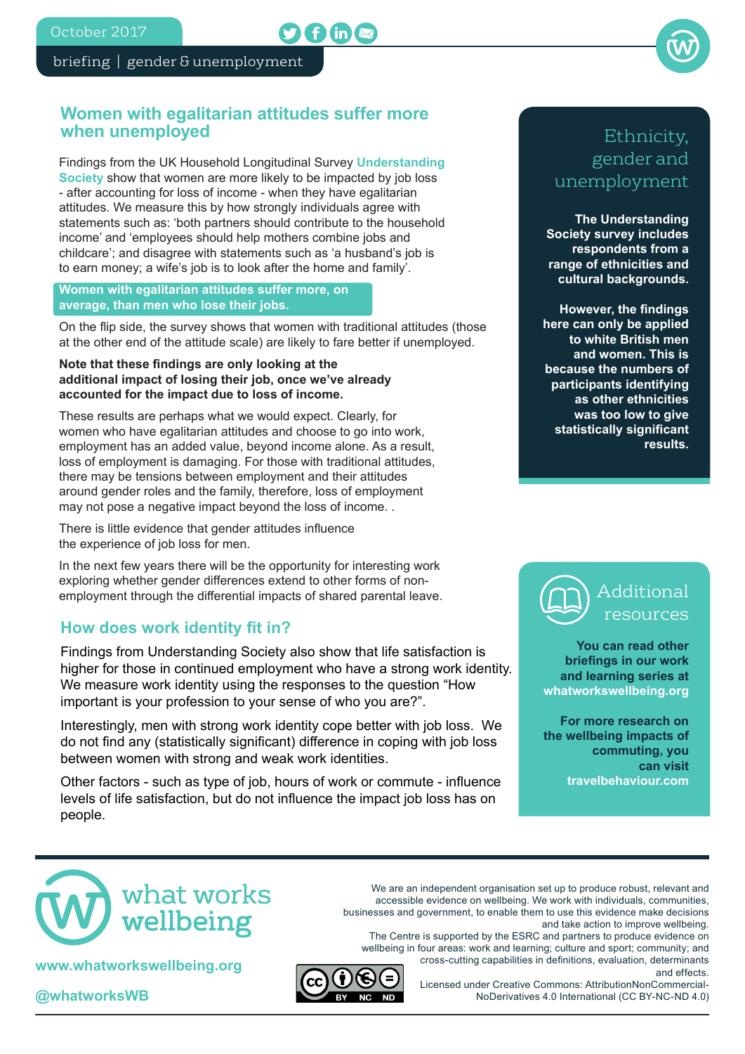## Women with egalitarian attitudes suffer more when unemployed

Findings from the UK Household Longitudinal Survey **Understanding Society** show that women are more likely to be impacted by job loss - after accounting for loss of income - when they have egalitarian attitudes. We measure this by how strongly individuals agree with statements such as: 'both partners should contribute to the household income' and 'employees should help mothers combine jobs and childcare'; and disagree with statements such as 'a husband's job is to earn money; a wife's job is to look after the home and family'.

**Women with egalitarian attitudes suffer more, on average, than men who lose their jobs.**

On the flip side, the survey shows that women with traditional attitudes (those at the other end of the attitude scale) are likely to fare better if unemployed.

**Note that these findings are only looking at the additional impact of losing their job, once we've already accounted for the impact due to loss of income.**

These results are perhaps what we would expect. Clearly, for women who have egalitarian attitudes and choose to go into work, employment has an added value, beyond income alone. As a result, loss of employment is damaging. For those with traditional attitudes, there may be tensions between employment and their attitudes around gender roles and the family, therefore, loss of employment may not pose a negative impact beyond the loss of income. .

There is little evidence that gender attitudes influence the experience of job loss for men.

In the next few years there will be the opportunity for interesting work exploring whether gender differences extend to other forms of non-employment through the differential impacts of shared parental leave.

## How does work identity fit in?

Findings from Understanding Society also show that life satisfaction is higher for those in continued employment who have a strong work identity. We measure work identity using the responses to the question "How important is your profession to your sense of who you are?".

Interestingly, men with strong work identity cope better with job loss. We do not find any (statistically significant) difference in coping with job loss between women with strong and weak work identities.

Other factors - such as type of job, hours of work or commute - influence levels of life satisfaction, but do not influence the impact job loss has on people.

## Ethnicity, gender and unemployment

**The Understanding Society survey includes respondents from a range of ethnicities and cultural backgrounds.**

**However, the findings here can only be applied to white British men and women. This is because the numbers of participants identifying as other ethnicities was too low to give statistically significant results.**

## Additional resources

**You can read other briefings in our work and learning series at whatworkswellbeing.org**

**For more research on the wellbeing impacts of commuting, you can visit travelbehaviour.com**

---

what works wellbeing

**www.whatworkswellbeing.org**

**@whatworksWB**

We are an independent organisation set up to produce robust, relevant and accessible evidence on wellbeing. We work with individuals, communities, businesses and government, to enable them to use this evidence make decisions and take action to improve wellbeing.

The Centre is supported by the ESRC and partners to produce evidence on wellbeing in four areas: work and learning; culture and sport; community; and cross-cutting capabilities in definitions, evaluation, determinants and effects.

Licensed under Creative Commons: AttributionNonCommercial-NoDerivatives 4.0 International (CC BY-NC-ND 4.0)